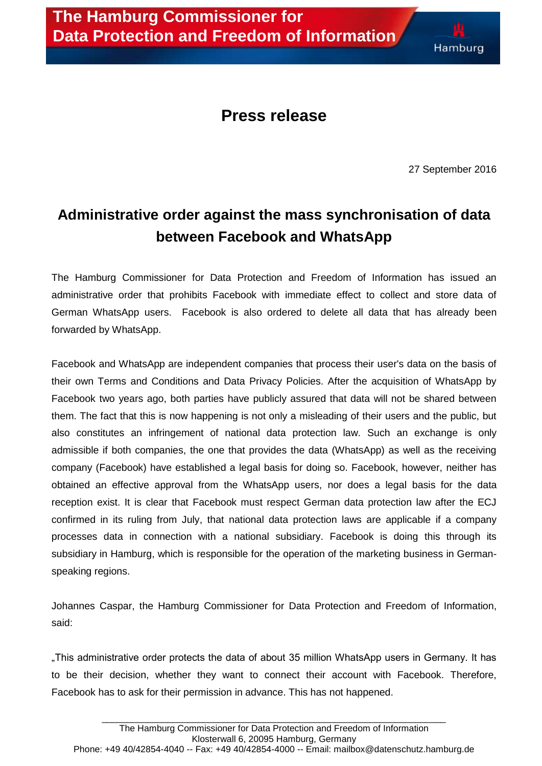**The Hamburg Commissioner for Data Protection and Freedom of Information**

Hamburg

# Press release

27 September 2016

## Administrative order against the mass synchronisation of data between Facebook and WhatsApp

The Hamburg Commissioner for Data Protection and Freedom of Information has issued an administrative order that prohibits Facebook with immediate effect to collect and store data of German WhatsApp users. Facebook is also ordered to delete all data that has already been forwarded by WhatsApp.

Facebook and WhatsApp are independent companies that process their user's data on the basis of their own Terms and Conditions and Data Privacy Policies. After the acquisition of WhatsApp by Facebook two years ago, both parties have publicly assured that data will not be shared between them. The fact that this is now happening is not only a misleading of their users and the public, but also constitutes an infringement of national data protection law. Such an exchange is only admissible if both companies, the one that provides the data (WhatsApp) as well as the receiving company (Facebook) have established a legal basis for doing so. Facebook, however, neither has obtained an effective approval from the WhatsApp users, nor does a legal basis for the data reception exist. It is clear that Facebook must respect German data protection law after the ECJ confirmed in its ruling from July, that national data protection laws are applicable if a company processes data in connection with a national subsidiary. Facebook is doing this through its subsidiary in Hamburg, which is responsible for the operation of the marketing business in German-speaking regions.

Johannes Caspar, the Hamburg Commissioner for Data Protection and Freedom of Information, said:

„This administrative order protects the data of about 35 million WhatsApp users in Germany. It has to be their decision, whether they want to connect their account with Facebook. Therefore, Facebook has to ask for their permission in advance. This has not happened.

The Hamburg Commissioner for Data Protection and Freedom of Information
Klosterwall 6, 20095 Hamburg, Germany
Phone: +49 40/42854-4040 -- Fax: +49 40/42854-4000 -- Email: mailbox@datenschutz.hamburg.de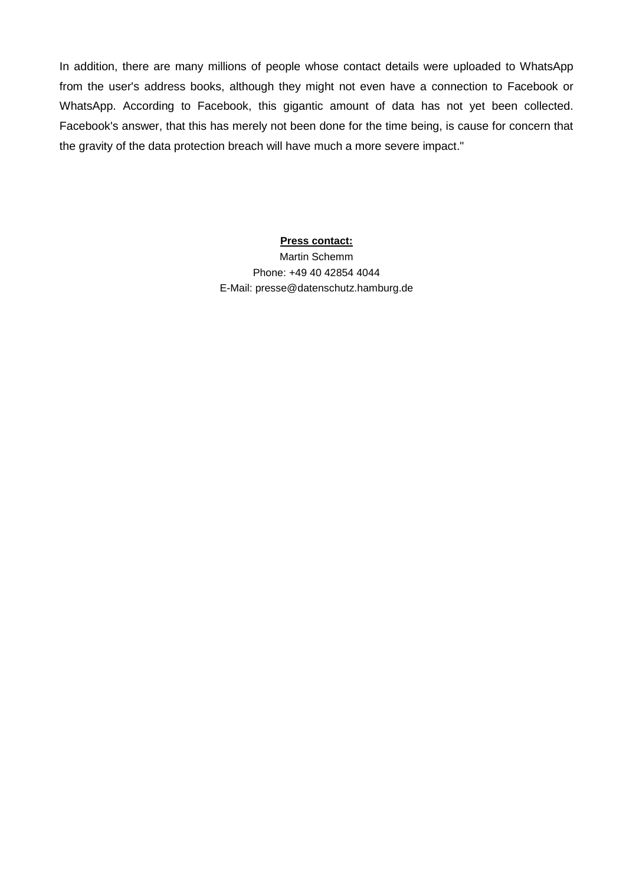In addition, there are many millions of people whose contact details were uploaded to WhatsApp from the user's address books, although they might not even have a connection to Facebook or WhatsApp. According to Facebook, this gigantic amount of data has not yet been collected. Facebook's answer, that this has merely not been done for the time being, is cause for concern that the gravity of the data protection breach will have much a more severe impact."

**Press contact:**

Martin Schemm

Phone: +49 40 42854 4044

E-Mail: presse@datenschutz.hamburg.de